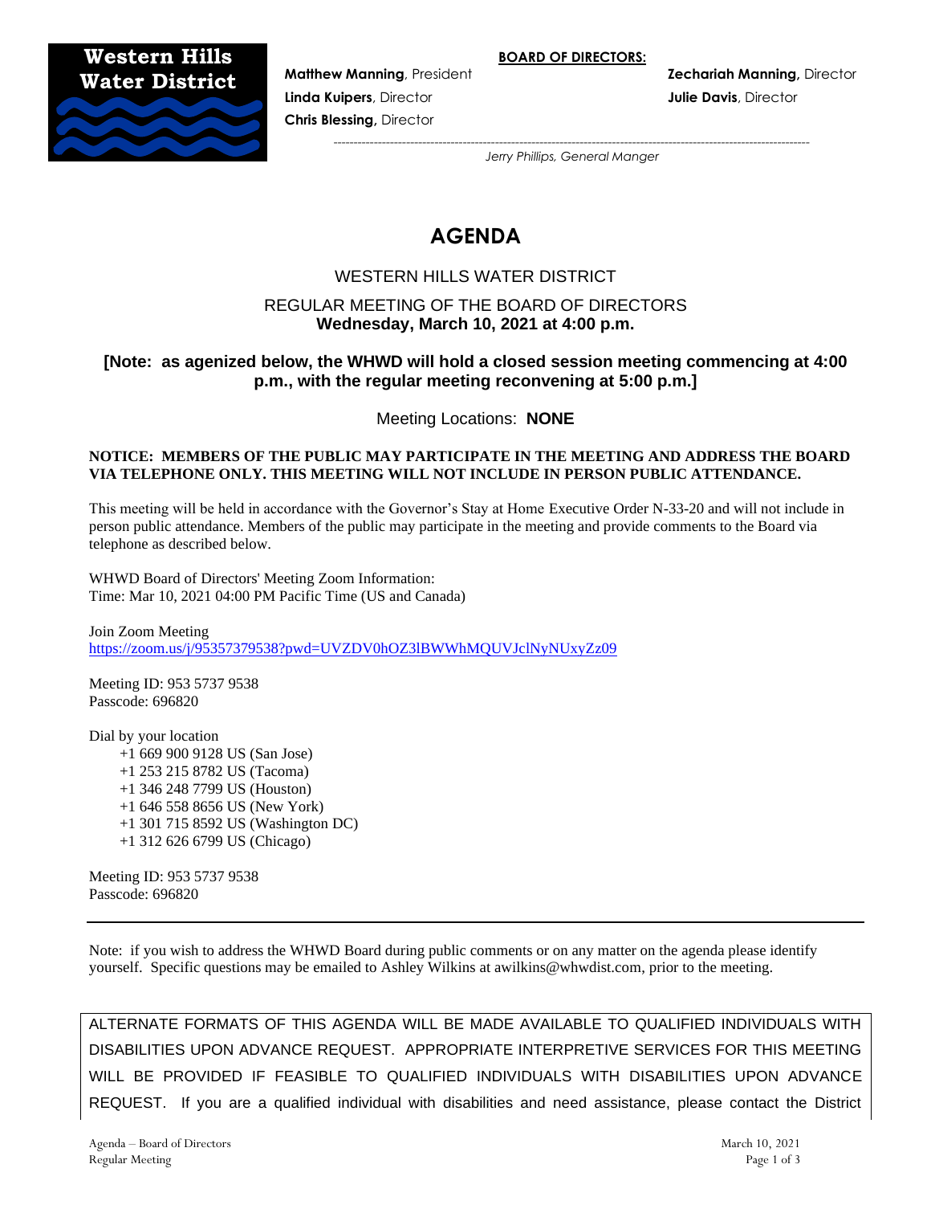**Western Hills Water District**

**BOARD OF DIRECTORS:**

**Matthew Manning**, President
**Linda Kuipers**, Director
**Chris Blessing**, Director
**Zechariah Manning,** Director
**Julie Davis**, Director

*Jerry Phillips, General Manger*

# AGENDA

## WESTERN HILLS WATER DISTRICT

REGULAR MEETING OF THE BOARD OF DIRECTORS
**Wednesday, March 10, 2021 at 4:00 p.m.**

**[Note: as agenized below, the WHWD will hold a closed session meeting commencing at 4:00 p.m., with the regular meeting reconvening at 5:00 p.m.]**

Meeting Locations: **NONE**

**NOTICE: MEMBERS OF THE PUBLIC MAY PARTICIPATE IN THE MEETING AND ADDRESS THE BOARD VIA TELEPHONE ONLY. THIS MEETING WILL NOT INCLUDE IN PERSON PUBLIC ATTENDANCE.**

This meeting will be held in accordance with the Governor's Stay at Home Executive Order N-33-20 and will not include in person public attendance. Members of the public may participate in the meeting and provide comments to the Board via telephone as described below.

WHWD Board of Directors' Meeting Zoom Information:
Time: Mar 10, 2021 04:00 PM Pacific Time (US and Canada)

Join Zoom Meeting
https://zoom.us/j/95357379538?pwd=UVZDV0hOZ3lBWWhMQUVJclNyNUxyZz09

Meeting ID: 953 5737 9538
Passcode: 696820

Dial by your location
+1 669 900 9128 US (San Jose)
+1 253 215 8782 US (Tacoma)
+1 346 248 7799 US (Houston)
+1 646 558 8656 US (New York)
+1 301 715 8592 US (Washington DC)
+1 312 626 6799 US (Chicago)

Meeting ID: 953 5737 9538
Passcode: 696820

---

Note: if you wish to address the WHWD Board during public comments or on any matter on the agenda please identify yourself. Specific questions may be emailed to Ashley Wilkins at awilkins@whwdist.com, prior to the meeting.

ALTERNATE FORMATS OF THIS AGENDA WILL BE MADE AVAILABLE TO QUALIFIED INDIVIDUALS WITH DISABILITIES UPON ADVANCE REQUEST. APPROPRIATE INTERPRETIVE SERVICES FOR THIS MEETING WILL BE PROVIDED IF FEASIBLE TO QUALIFIED INDIVIDUALS WITH DISABILITIES UPON ADVANCE REQUEST. If you are a qualified individual with disabilities and need assistance, please contact the District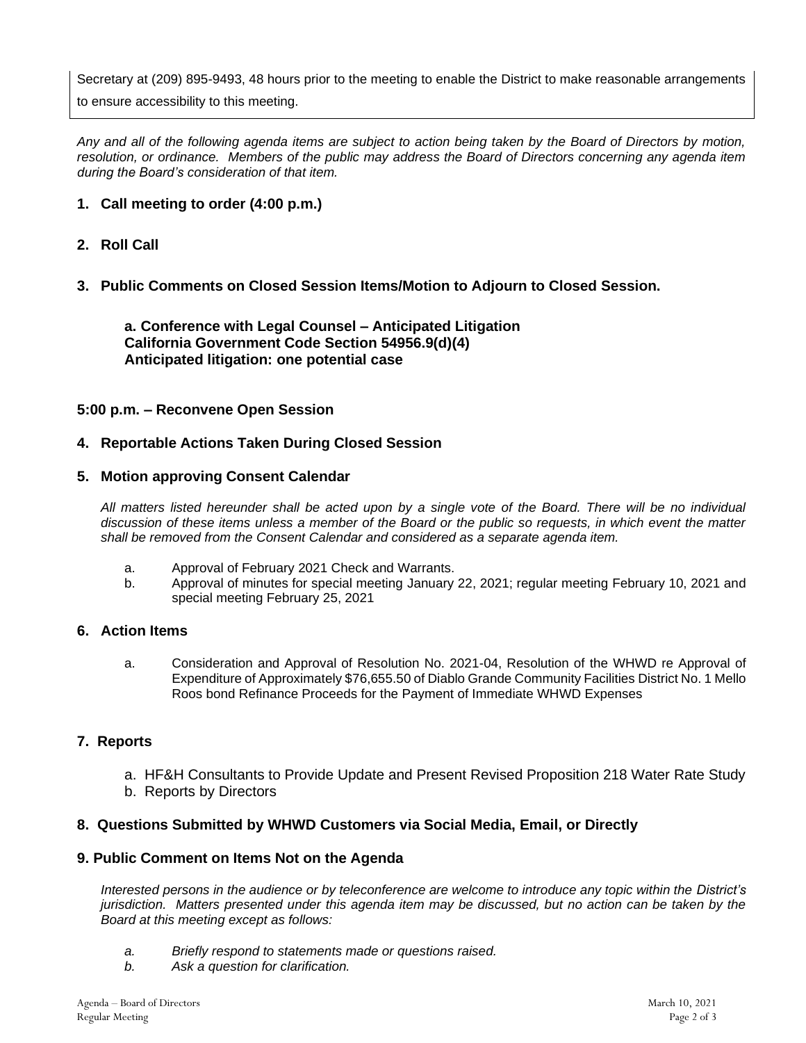Secretary at (209) 895-9493, 48 hours prior to the meeting to enable the District to make reasonable arrangements to ensure accessibility to this meeting.

*Any and all of the following agenda items are subject to action being taken by the Board of Directors by motion, resolution, or ordinance. Members of the public may address the Board of Directors concerning any agenda item during the Board's consideration of that item.*

**1. Call meeting to order (4:00 p.m.)**

**2. Roll Call**

**3. Public Comments on Closed Session Items/Motion to Adjourn to Closed Session.**

**a. Conference with Legal Counsel – Anticipated Litigation**
**California Government Code Section 54956.9(d)(4)**
**Anticipated litigation: one potential case**

**5:00 p.m. – Reconvene Open Session**

**4. Reportable Actions Taken During Closed Session**

**5. Motion approving Consent Calendar**

*All matters listed hereunder shall be acted upon by a single vote of the Board. There will be no individual discussion of these items unless a member of the Board or the public so requests, in which event the matter shall be removed from the Consent Calendar and considered as a separate agenda item.*

a. Approval of February 2021 Check and Warrants.

b. Approval of minutes for special meeting January 22, 2021; regular meeting February 10, 2021 and special meeting February 25, 2021

**6. Action Items**

a. Consideration and Approval of Resolution No. 2021-04, Resolution of the WHWD re Approval of Expenditure of Approximately $76,655.50 of Diablo Grande Community Facilities District No. 1 Mello Roos bond Refinance Proceeds for the Payment of Immediate WHWD Expenses

**7. Reports**

a. HF&H Consultants to Provide Update and Present Revised Proposition 218 Water Rate Study

b. Reports by Directors

**8. Questions Submitted by WHWD Customers via Social Media, Email, or Directly**

**9. Public Comment on Items Not on the Agenda**

*Interested persons in the audience or by teleconference are welcome to introduce any topic within the District's jurisdiction. Matters presented under this agenda item may be discussed, but no action can be taken by the Board at this meeting except as follows:*

*a. Briefly respond to statements made or questions raised.*

*b. Ask a question for clarification.*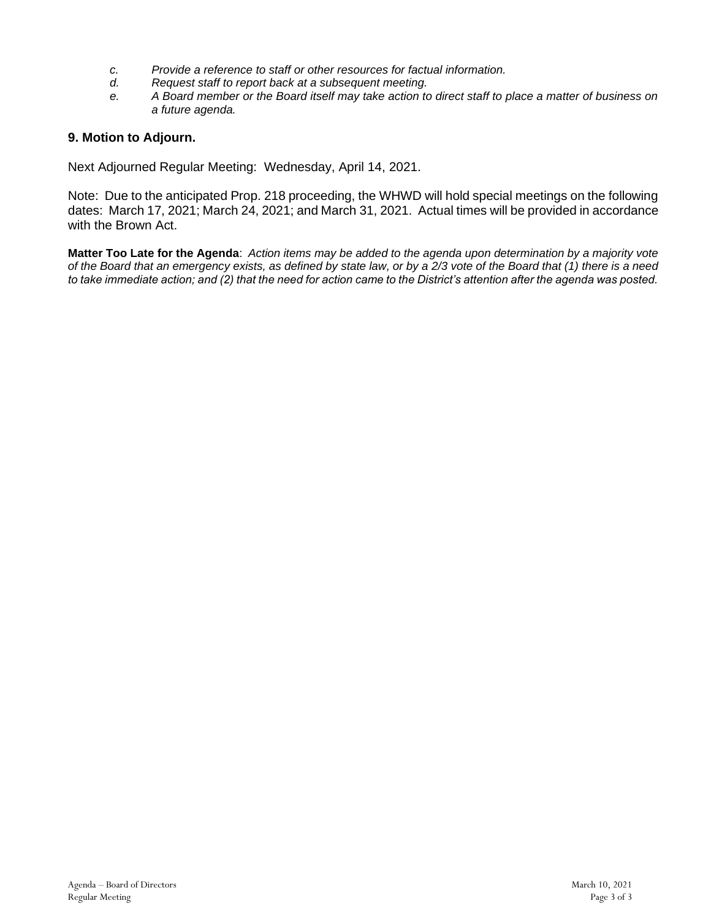*c. Provide a reference to staff or other resources for factual information.*
*d. Request staff to report back at a subsequent meeting.*
*e. A Board member or the Board itself may take action to direct staff to place a matter of business on a future agenda.*

## 9. Motion to Adjourn.

Next Adjourned Regular Meeting: Wednesday, April 14, 2021.

Note: Due to the anticipated Prop. 218 proceeding, the WHWD will hold special meetings on the following dates: March 17, 2021; March 24, 2021; and March 31, 2021. Actual times will be provided in accordance with the Brown Act.

**Matter Too Late for the Agenda**: *Action items may be added to the agenda upon determination by a majority vote of the Board that an emergency exists, as defined by state law, or by a 2/3 vote of the Board that (1) there is a need to take immediate action; and (2) that the need for action came to the District's attention after the agenda was posted.*